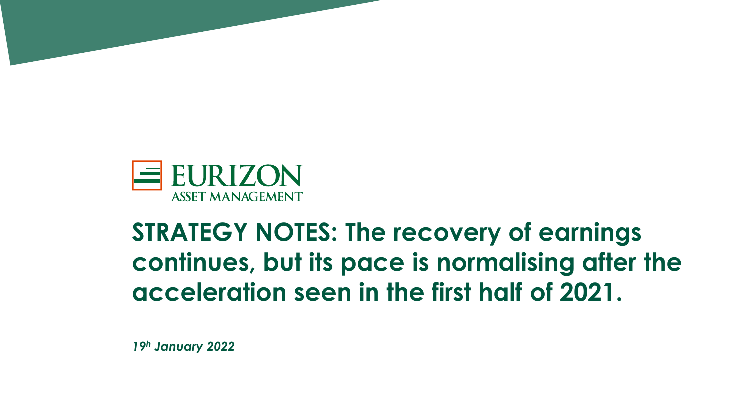EURIZON
ASSET MANAGEMENT

# STRATEGY NOTES: The recovery of earnings continues, but its pace is normalising after the acceleration seen in the first half of 2021.

*19h January 2022*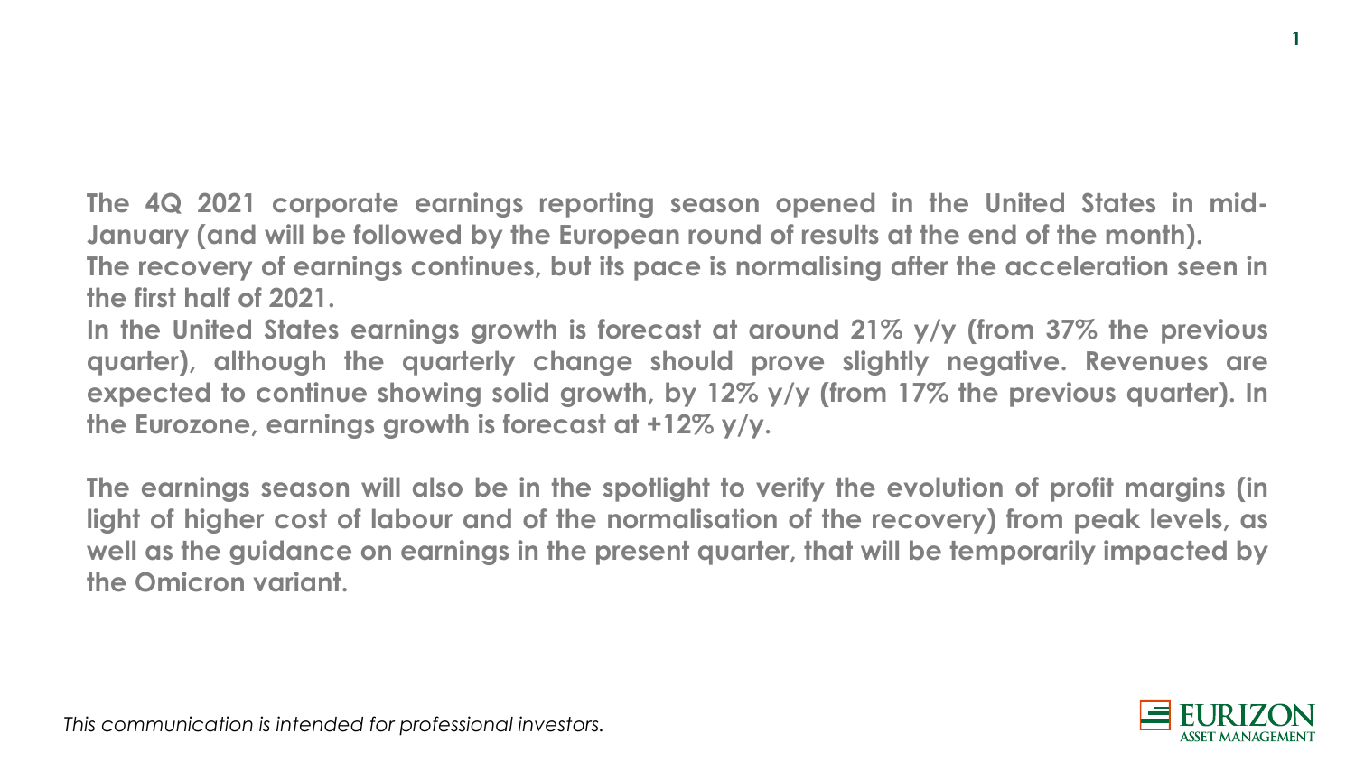**The 4Q 2021 corporate earnings reporting season opened in the United States in mid-January (and will be followed by the European round of results at the end of the month).**
**The recovery of earnings continues, but its pace is normalising after the acceleration seen in the first half of 2021.**
**In the United States earnings growth is forecast at around 21% y/y (from 37% the previous quarter), although the quarterly change should prove slightly negative. Revenues are expected to continue showing solid growth, by 12% y/y (from 17% the previous quarter). In the Eurozone, earnings growth is forecast at +12% y/y.**

**The earnings season will also be in the spotlight to verify the evolution of profit margins (in light of higher cost of labour and of the normalisation of the recovery) from peak levels, as well as the guidance on earnings in the present quarter, that will be temporarily impacted by the Omicron variant.**

*This communication is intended for professional investors.*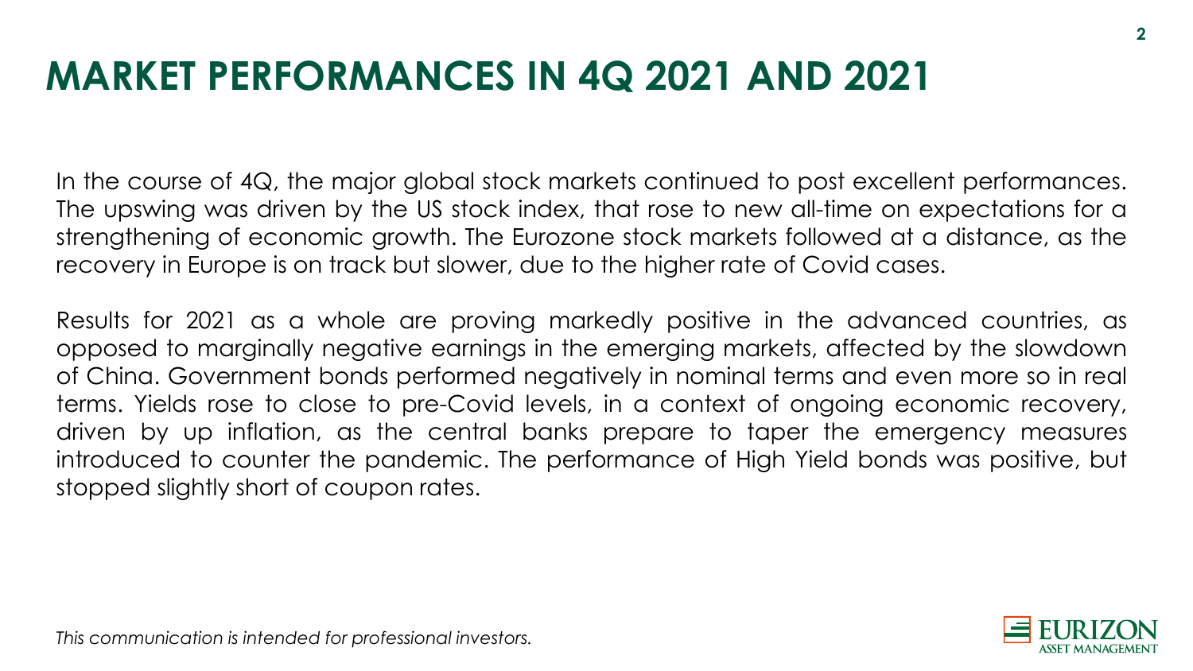# MARKET PERFORMANCES IN 4Q 2021 AND 2021

In the course of 4Q, the major global stock markets continued to post excellent performances. The upswing was driven by the US stock index, that rose to new all-time on expectations for a strengthening of economic growth. The Eurozone stock markets followed at a distance, as the recovery in Europe is on track but slower, due to the higher rate of Covid cases.

Results for 2021 as a whole are proving markedly positive in the advanced countries, as opposed to marginally negative earnings in the emerging markets, affected by the slowdown of China. Government bonds performed negatively in nominal terms and even more so in real terms. Yields rose to close to pre-Covid levels, in a context of ongoing economic recovery, driven by up inflation, as the central banks prepare to taper the emergency measures introduced to counter the pandemic. The performance of High Yield bonds was positive, but stopped slightly short of coupon rates.

*This communication is intended for professional investors.*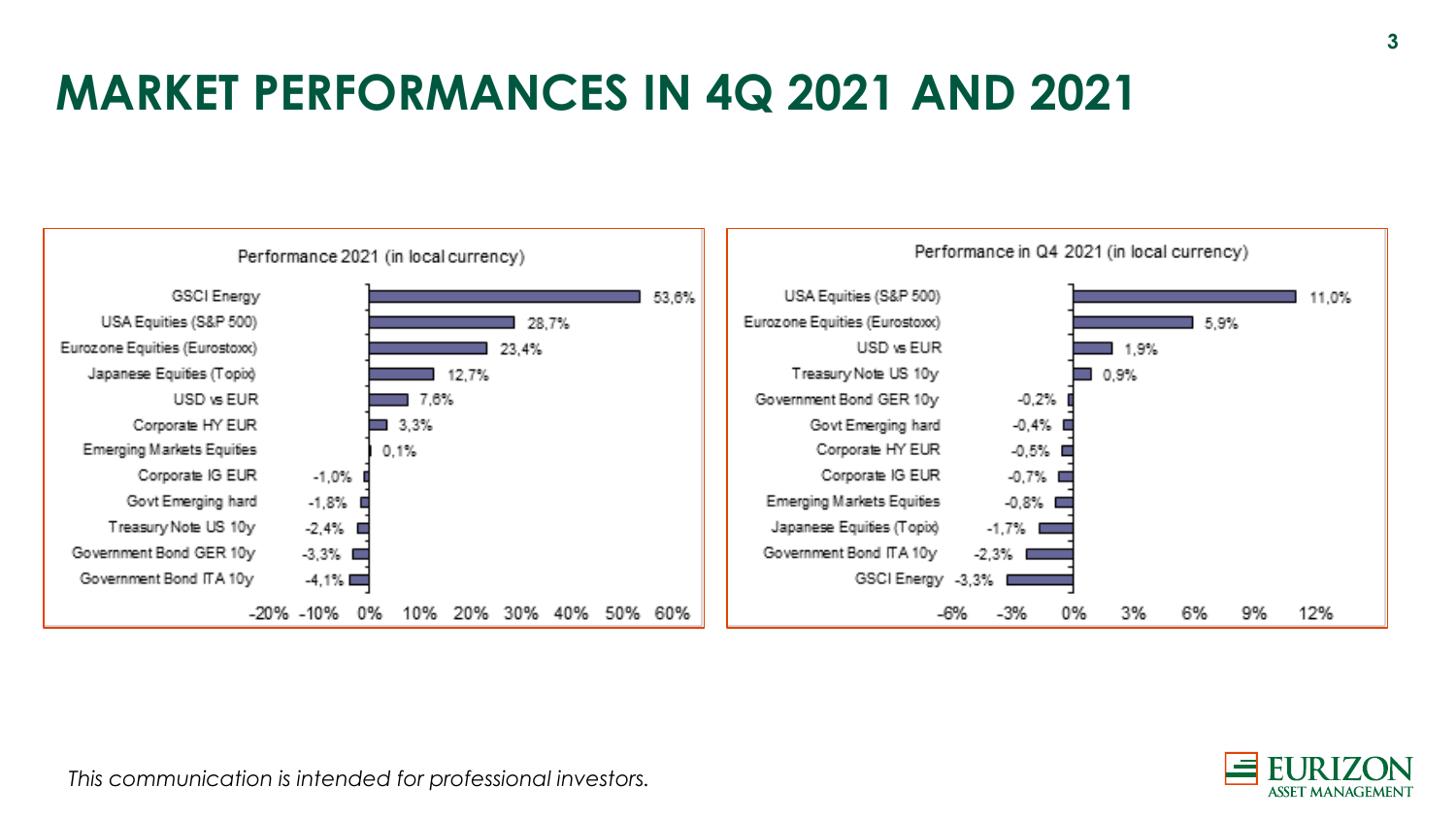# MARKET PERFORMANCES IN 4Q 2021 AND 2021

**Performance 2021 (in local currency)**

| Asset | Performance |
|---|---|
| GSCI Energy | 53,6% |
| USA Equities (S&P 500) | 28,7% |
| Eurozone Equities (Eurostoxx) | 23,4% |
| Japanese Equities (Topix) | 12,7% |
| USD vs EUR | 7,6% |
| Corporate HY EUR | 3,3% |
| Emerging Markets Equities | 0,1% |
| Corporate IG EUR | -1,0% |
| Govt Emerging hard | -1,8% |
| Treasury Note US 10y | -2,4% |
| Government Bond GER 10y | -3,3% |
| Government Bond ITA 10y | -4,1% |

**Performance in Q4 2021 (in local currency)**

| Asset | Performance |
|---|---|
| USA Equities (S&P 500) | 11,0% |
| Eurozone Equities (Eurostoxx) | 5,9% |
| USD vs EUR | 1,9% |
| Treasury Note US 10y | 0,9% |
| Government Bond GER 10y | -0,2% |
| Govt Emerging hard | -0,4% |
| Corporate HY EUR | -0,5% |
| Corporate IG EUR | -0,7% |
| Emerging Markets Equities | -0,8% |
| Japanese Equities (Topix) | -1,7% |
| Government Bond ITA 10y | -2,3% |
| GSCI Energy | -3,3% |

*This communication is intended for professional investors.*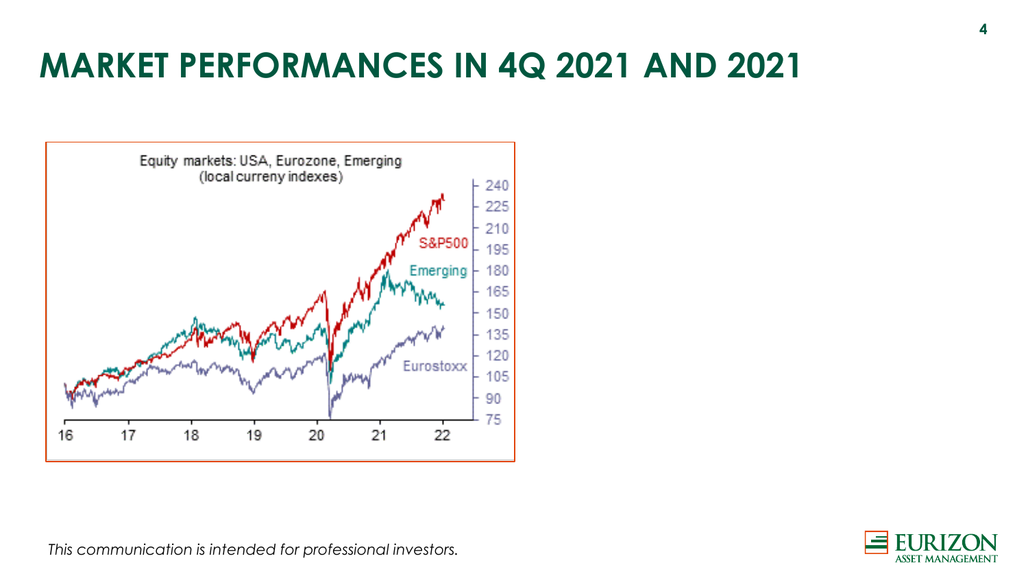# MARKET PERFORMANCES IN 4Q 2021 AND 2021

*This communication is intended for professional investors.*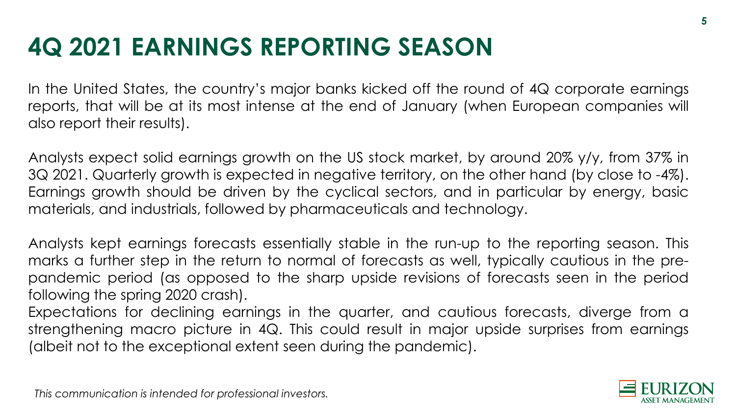# 4Q 2021 EARNINGS REPORTING SEASON

In the United States, the country's major banks kicked off the round of 4Q corporate earnings reports, that will be at its most intense at the end of January (when European companies will also report their results).

Analysts expect solid earnings growth on the US stock market, by around 20% y/y, from 37% in 3Q 2021. Quarterly growth is expected in negative territory, on the other hand (by close to -4%). Earnings growth should be driven by the cyclical sectors, and in particular by energy, basic materials, and industrials, followed by pharmaceuticals and technology.

Analysts kept earnings forecasts essentially stable in the run-up to the reporting season. This marks a further step in the return to normal of forecasts as well, typically cautious in the pre-pandemic period (as opposed to the sharp upside revisions of forecasts seen in the period following the spring 2020 crash).
Expectations for declining earnings in the quarter, and cautious forecasts, diverge from a strengthening macro picture in 4Q. This could result in major upside surprises from earnings (albeit not to the exceptional extent seen during the pandemic).

*This communication is intended for professional investors.*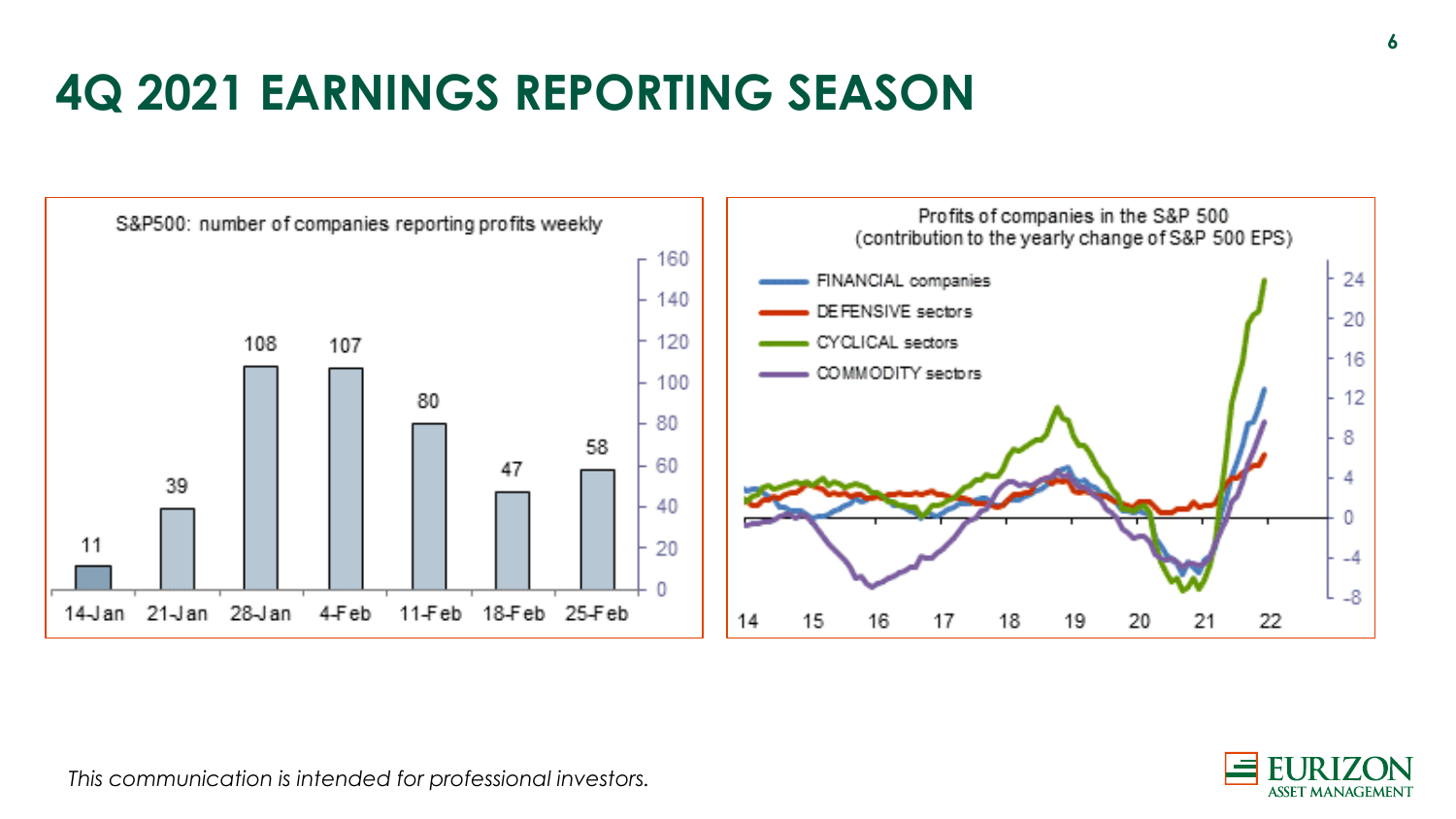# 4Q 2021 EARNINGS REPORTING SEASON

S&P500: number of companies reporting profits weekly

| Week | Number of companies |
|---|---|
| 14-Jan | 11 |
| 21-Jan | 39 |
| 28-Jan | 108 |
| 4-Feb | 107 |
| 11-Feb | 80 |
| 18-Feb | 47 |
| 25-Feb | 58 |

Profits of companies in the S&P 500 (contribution to the yearly change of S&P 500 EPS)

- FINANCIAL companies
- DEFENSIVE sectors
- CYCLICAL sectors
- COMMODITY sectors

*This communication is intended for professional investors.*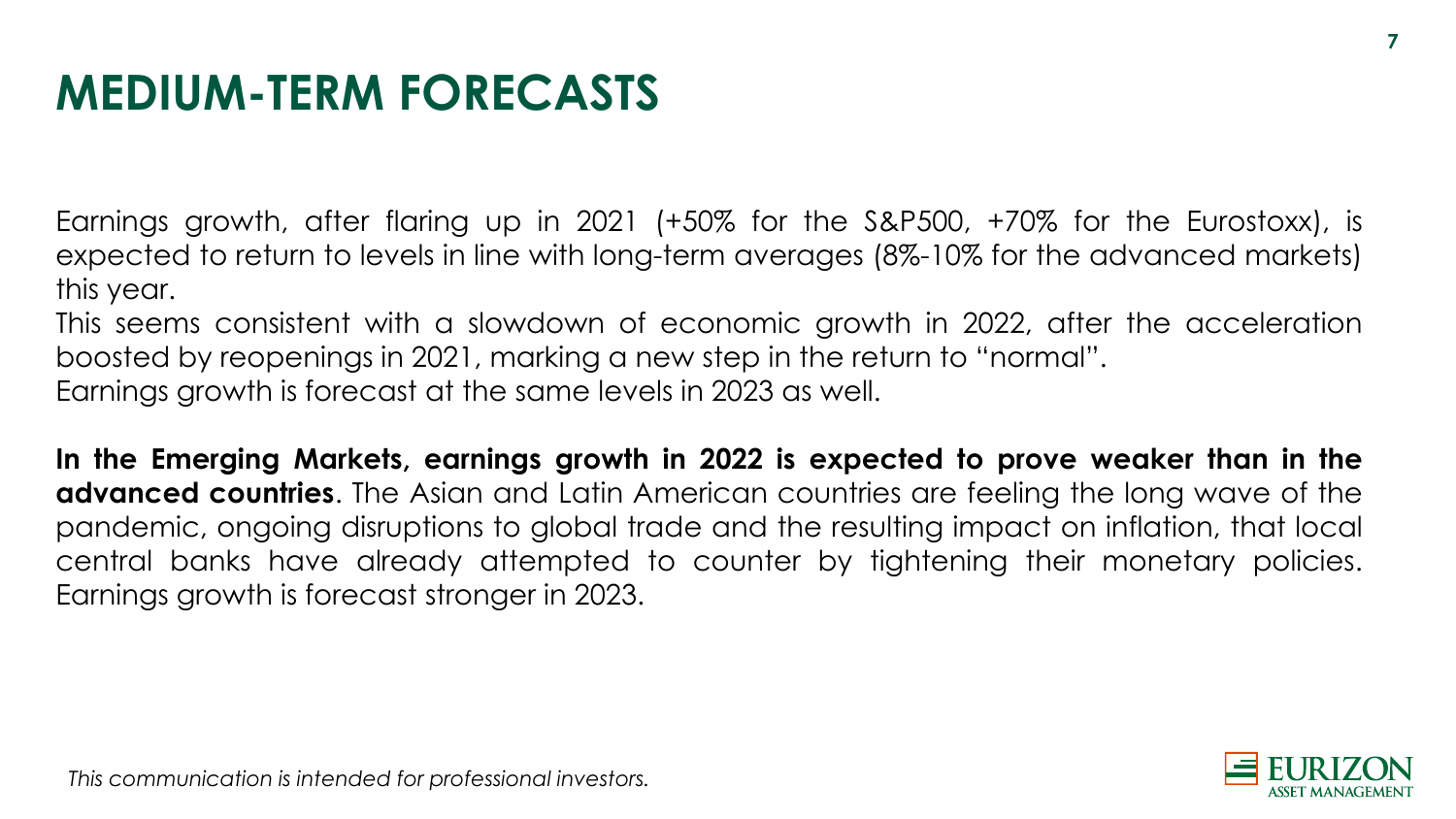# MEDIUM-TERM FORECASTS

Earnings growth, after flaring up in 2021 (+50% for the S&P500, +70% for the Eurostoxx), is expected to return to levels in line with long-term averages (8%-10% for the advanced markets) this year.
This seems consistent with a slowdown of economic growth in 2022, after the acceleration boosted by reopenings in 2021, marking a new step in the return to "normal".
Earnings growth is forecast at the same levels in 2023 as well.

**In the Emerging Markets, earnings growth in 2022 is expected to prove weaker than in the advanced countries**. The Asian and Latin American countries are feeling the long wave of the pandemic, ongoing disruptions to global trade and the resulting impact on inflation, that local central banks have already attempted to counter by tightening their monetary policies. Earnings growth is forecast stronger in 2023.

*This communication is intended for professional investors.*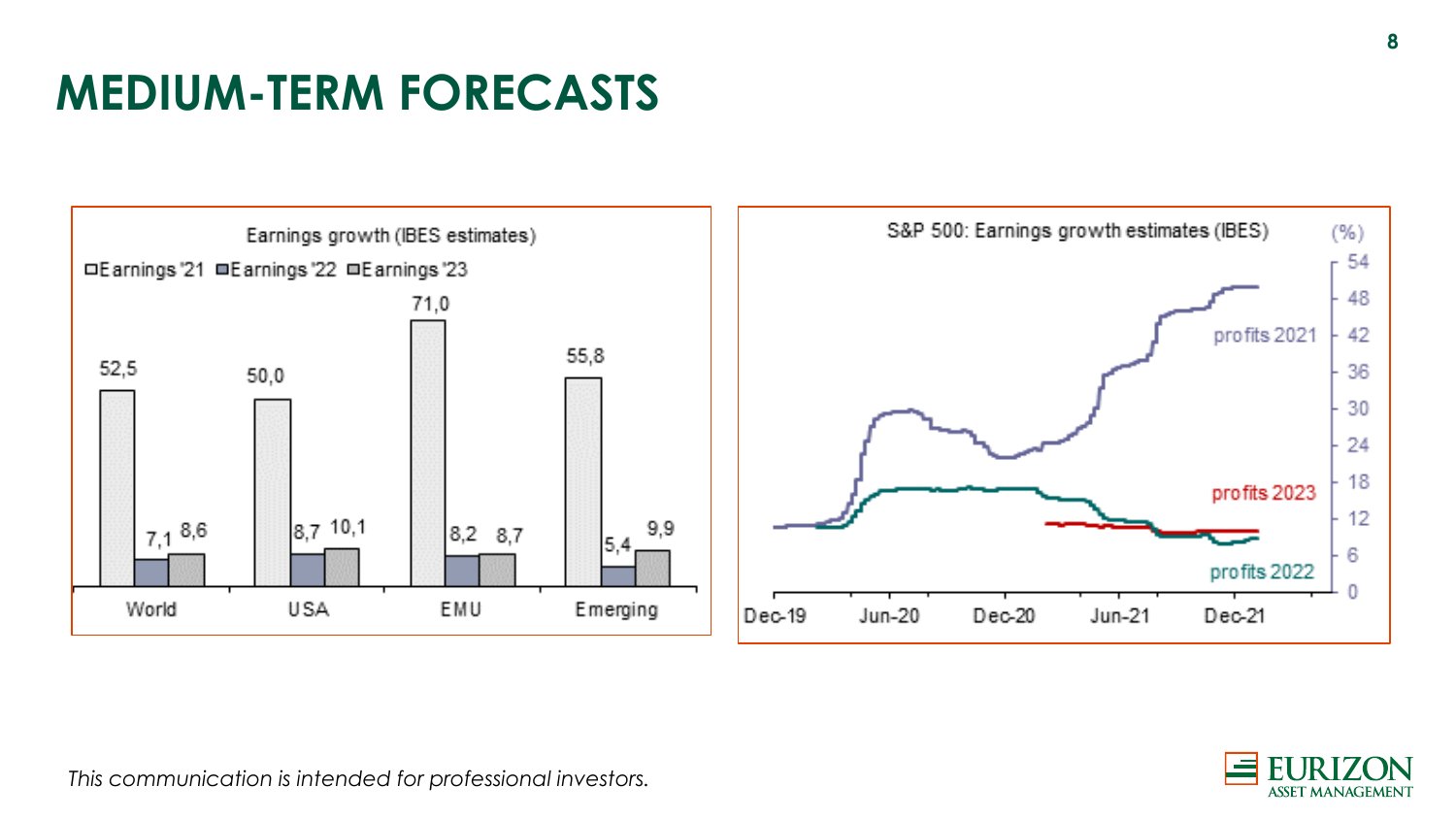# MEDIUM-TERM FORECASTS

Earnings growth (IBES estimates)

| | Earnings '21 | Earnings '22 | Earnings '23 |
|---|---|---|---|
| World | 52,5 | 7,1 | 8,6 |
| USA | 50,0 | 8,7 | 10,1 |
| EMU | 71,0 | 8,2 | 8,7 |
| Emerging | 55,8 | 5,4 | 9,9 |

S&P 500: Earnings growth estimates (IBES)

(%)

profits 2021

profits 2023

profits 2022

Dec-19 Jun-20 Dec-20 Jun-21 Dec-21

*This communication is intended for professional investors.*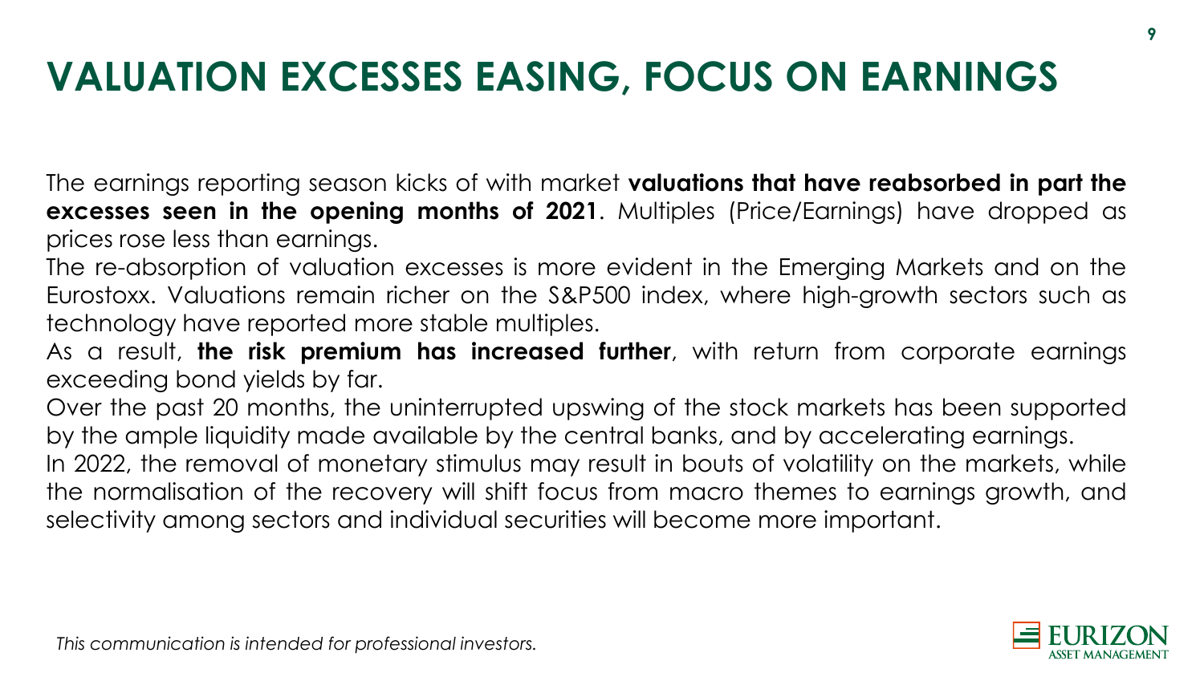# VALUATION EXCESSES EASING, FOCUS ON EARNINGS

The earnings reporting season kicks of with market **valuations that have reabsorbed in part the excesses seen in the opening months of 2021**. Multiples (Price/Earnings) have dropped as prices rose less than earnings.

The re-absorption of valuation excesses is more evident in the Emerging Markets and on the Eurostoxx. Valuations remain richer on the S&P500 index, where high-growth sectors such as technology have reported more stable multiples.

As a result, **the risk premium has increased further**, with return from corporate earnings exceeding bond yields by far.

Over the past 20 months, the uninterrupted upswing of the stock markets has been supported by the ample liquidity made available by the central banks, and by accelerating earnings.

In 2022, the removal of monetary stimulus may result in bouts of volatility on the markets, while the normalisation of the recovery will shift focus from macro themes to earnings growth, and selectivity among sectors and individual securities will become more important.

*This communication is intended for professional investors.*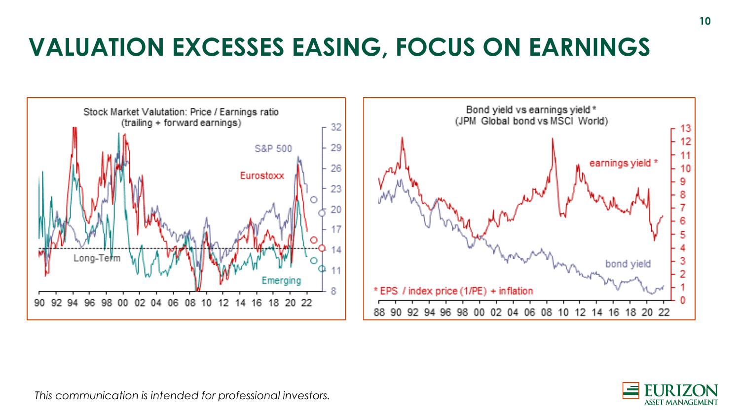# VALUATION EXCESSES EASING, FOCUS ON EARNINGS

Stock Market Valutation: Price / Earnings ratio (trailing + forward earnings)

Bond yield vs earnings yield * (JPM Global bond vs MSCI World)

* EPS / index price (1/PE) + inflation

*This communication is intended for professional investors.*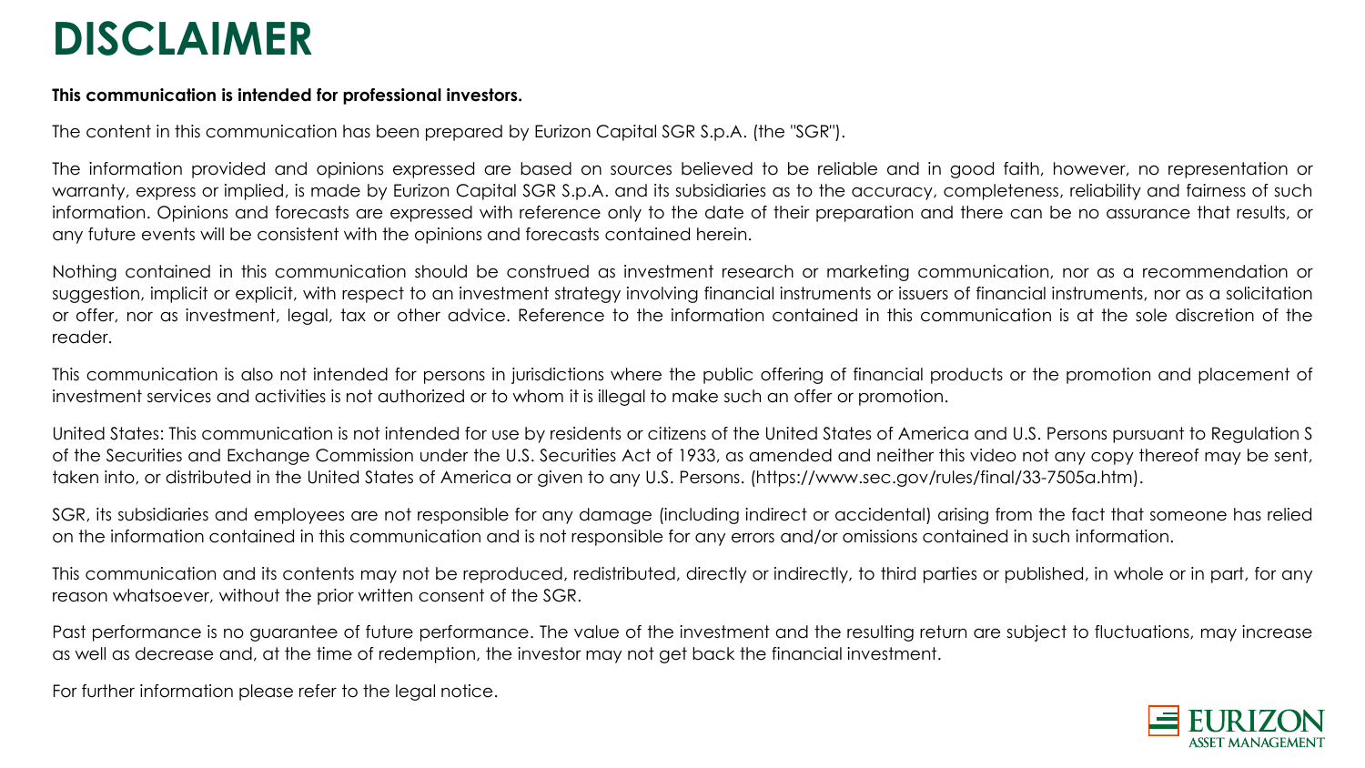# DISCLAIMER

**This communication is intended for professional investors.**

The content in this communication has been prepared by Eurizon Capital SGR S.p.A. (the "SGR").

The information provided and opinions expressed are based on sources believed to be reliable and in good faith, however, no representation or warranty, express or implied, is made by Eurizon Capital SGR S.p.A. and its subsidiaries as to the accuracy, completeness, reliability and fairness of such information. Opinions and forecasts are expressed with reference only to the date of their preparation and there can be no assurance that results, or any future events will be consistent with the opinions and forecasts contained herein.

Nothing contained in this communication should be construed as investment research or marketing communication, nor as a recommendation or suggestion, implicit or explicit, with respect to an investment strategy involving financial instruments or issuers of financial instruments, nor as a solicitation or offer, nor as investment, legal, tax or other advice. Reference to the information contained in this communication is at the sole discretion of the reader.

This communication is also not intended for persons in jurisdictions where the public offering of financial products or the promotion and placement of investment services and activities is not authorized or to whom it is illegal to make such an offer or promotion.

United States: This communication is not intended for use by residents or citizens of the United States of America and U.S. Persons pursuant to Regulation S of the Securities and Exchange Commission under the U.S. Securities Act of 1933, as amended and neither this video not any copy thereof may be sent, taken into, or distributed in the United States of America or given to any U.S. Persons. (https://www.sec.gov/rules/final/33-7505a.htm).

SGR, its subsidiaries and employees are not responsible for any damage (including indirect or accidental) arising from the fact that someone has relied on the information contained in this communication and is not responsible for any errors and/or omissions contained in such information.

This communication and its contents may not be reproduced, redistributed, directly or indirectly, to third parties or published, in whole or in part, for any reason whatsoever, without the prior written consent of the SGR.

Past performance is no guarantee of future performance. The value of the investment and the resulting return are subject to fluctuations, may increase as well as decrease and, at the time of redemption, the investor may not get back the financial investment.

For further information please refer to the legal notice.

EURIZON
ASSET MANAGEMENT